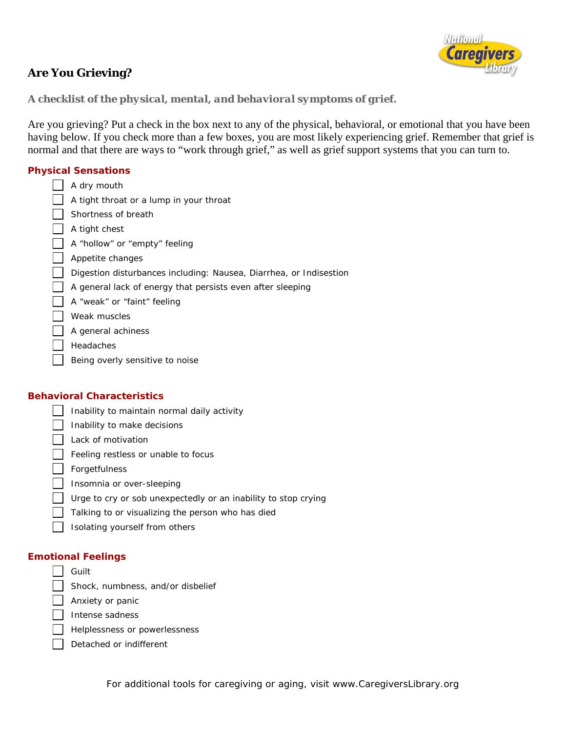# Are You Grieving?

***A checklist of the physical, mental, and behavioral symptoms of grief.***

Are you grieving? Put a check in the box next to any of the physical, behavioral, or emotional that you have been having below. If you check more than a few boxes, you are most likely experiencing grief. Remember that grief is normal and that there are ways to "work through grief," as well as grief support systems that you can turn to.

## Physical Sensations

- ☐ A dry mouth
- ☐ A tight throat or a lump in your throat
- ☐ Shortness of breath
- ☐ A tight chest
- ☐ A "hollow" or "empty" feeling
- ☐ Appetite changes
- ☐ Digestion disturbances including: Nausea, Diarrhea, or Indisestion
- ☐ A general lack of energy that persists even after sleeping
- ☐ A "weak" or "faint" feeling
- ☐ Weak muscles
- ☐ A general achiness
- ☐ Headaches
- ☐ Being overly sensitive to noise

## Behavioral Characteristics

- ☐ Inability to maintain normal daily activity
- ☐ Inability to make decisions
- ☐ Lack of motivation
- ☐ Feeling restless or unable to focus
- ☐ Forgetfulness
- ☐ Insomnia or over-sleeping
- ☐ Urge to cry or sob unexpectedly or an inability to stop crying
- ☐ Talking to or visualizing the person who has died
- ☐ Isolating yourself from others

## Emotional Feelings

- ☐ Guilt
- ☐ Shock, numbness, and/or disbelief
- ☐ Anxiety or panic
- ☐ Intense sadness
- ☐ Helplessness or powerlessness
- ☐ Detached or indifferent

For additional tools for caregiving or aging, visit www.CaregiversLibrary.org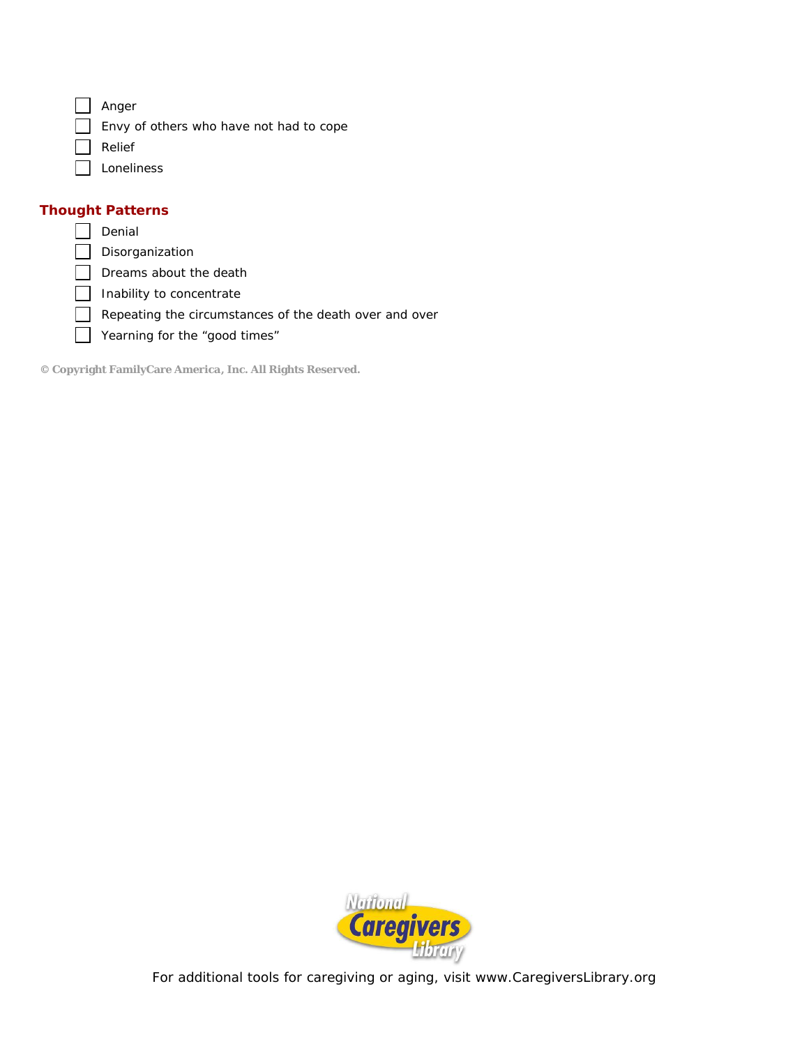- [ ] Anger
- [ ] Envy of others who have not had to cope
- [ ] Relief
- [ ] Loneliness

### Thought Patterns

- [ ] Denial
- [ ] Disorganization
- [ ] Dreams about the death
- [ ] Inability to concentrate
- [ ] Repeating the circumstances of the death over and over
- [ ] Yearning for the "good times"

© Copyright FamilyCare America, Inc. All Rights Reserved.

For additional tools for caregiving or aging, visit www.CaregiversLibrary.org